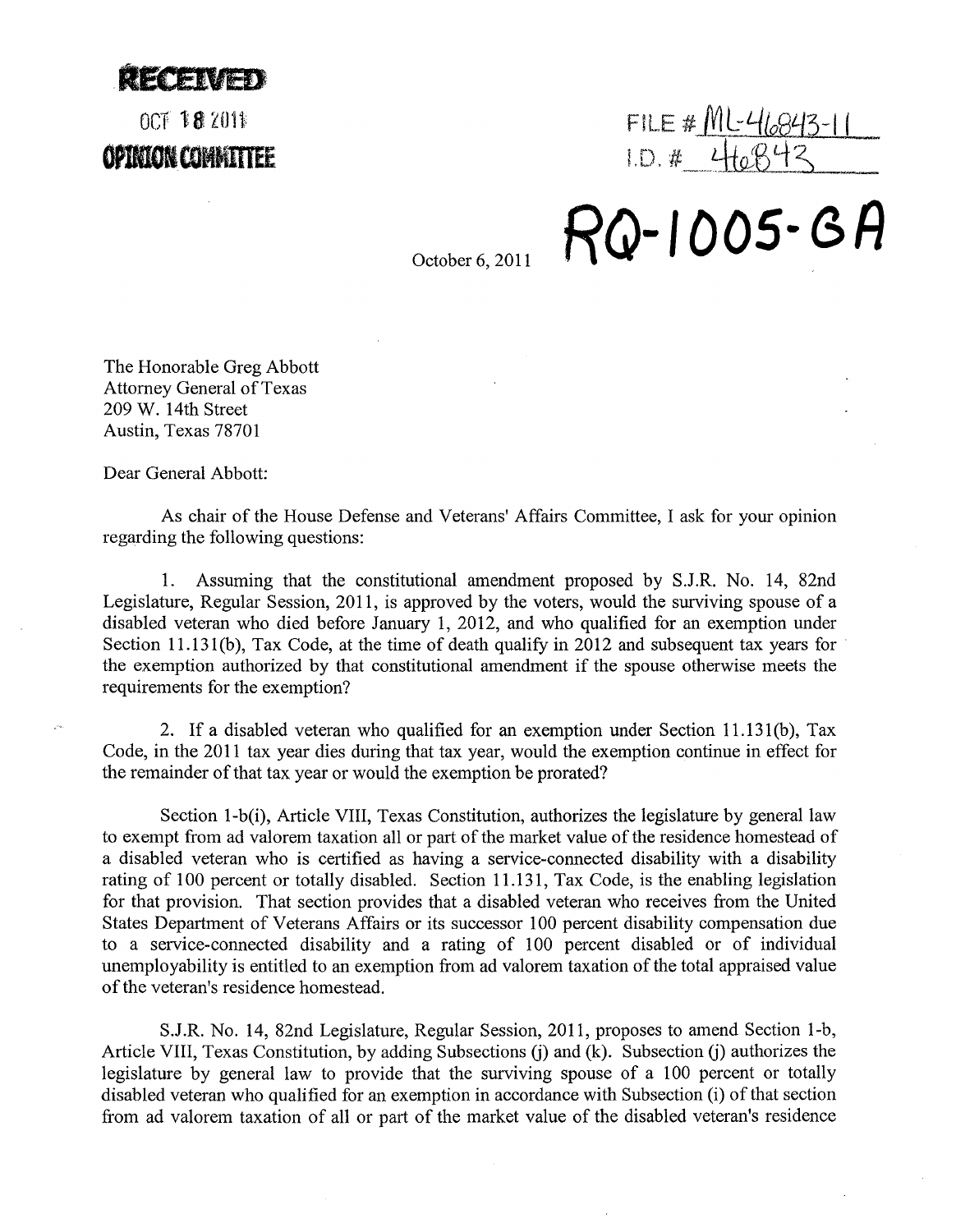**RECEIVED**

OCT 18 2011

**OPINION COMMITTEE**

FILE # ML-46843-11
I.D. # 46843

# RQ-1005-GA

October 6, 2011

The Honorable Greg Abbott
Attorney General of Texas
209 W. 14th Street
Austin, Texas 78701

Dear General Abbott:

As chair of the House Defense and Veterans' Affairs Committee, I ask for your opinion regarding the following questions:

1. Assuming that the constitutional amendment proposed by S.J.R. No. 14, 82nd Legislature, Regular Session, 2011, is approved by the voters, would the surviving spouse of a disabled veteran who died before January 1, 2012, and who qualified for an exemption under Section 11.131(b), Tax Code, at the time of death qualify in 2012 and subsequent tax years for the exemption authorized by that constitutional amendment if the spouse otherwise meets the requirements for the exemption?

2. If a disabled veteran who qualified for an exemption under Section 11.131(b), Tax Code, in the 2011 tax year dies during that tax year, would the exemption continue in effect for the remainder of that tax year or would the exemption be prorated?

Section 1-b(i), Article VIII, Texas Constitution, authorizes the legislature by general law to exempt from ad valorem taxation all or part of the market value of the residence homestead of a disabled veteran who is certified as having a service-connected disability with a disability rating of 100 percent or totally disabled. Section 11.131, Tax Code, is the enabling legislation for that provision. That section provides that a disabled veteran who receives from the United States Department of Veterans Affairs or its successor 100 percent disability compensation due to a service-connected disability and a rating of 100 percent disabled or of individual unemployability is entitled to an exemption from ad valorem taxation of the total appraised value of the veteran's residence homestead.

S.J.R. No. 14, 82nd Legislature, Regular Session, 2011, proposes to amend Section 1-b, Article VIII, Texas Constitution, by adding Subsections (j) and (k). Subsection (j) authorizes the legislature by general law to provide that the surviving spouse of a 100 percent or totally disabled veteran who qualified for an exemption in accordance with Subsection (i) of that section from ad valorem taxation of all or part of the market value of the disabled veteran's residence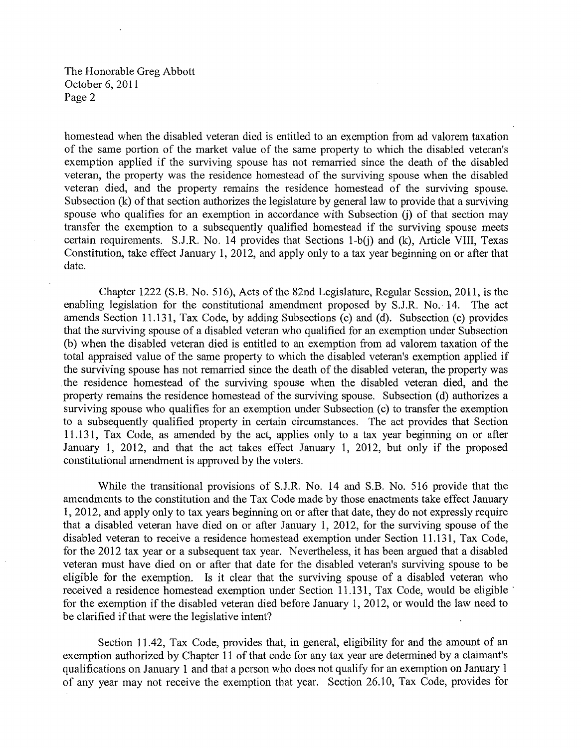homestead when the disabled veteran died is entitled to an exemption from ad valorem taxation of the same portion of the market value of the same property to which the disabled veteran's exemption applied if the surviving spouse has not remarried since the death of the disabled veteran, the property was the residence homestead of the surviving spouse when the disabled veteran died, and the property remains the residence homestead of the surviving spouse. Subsection (k) of that section authorizes the legislature by general law to provide that a surviving spouse who qualifies for an exemption in accordance with Subsection (j) of that section may transfer the exemption to a subsequently qualified homestead if the surviving spouse meets certain requirements. S.J.R. No. 14 provides that Sections 1-b(j) and (k), Article VIII, Texas Constitution, take effect January 1, 2012, and apply only to a tax year beginning on or after that date.

Chapter 1222 (S.B. No. 516), Acts of the 82nd Legislature, Regular Session, 2011, is the enabling legislation for the constitutional amendment proposed by S.J.R. No. 14. The act amends Section 11.131, Tax Code, by adding Subsections (c) and (d). Subsection (c) provides that the surviving spouse of a disabled veteran who qualified for an exemption under Subsection (b) when the disabled veteran died is entitled to an exemption from ad valorem taxation of the total appraised value of the same property to which the disabled veteran's exemption applied if the surviving spouse has not remarried since the death of the disabled veteran, the property was the residence homestead of the surviving spouse when the disabled veteran died, and the property remains the residence homestead of the surviving spouse. Subsection (d) authorizes a surviving spouse who qualifies for an exemption under Subsection (c) to transfer the exemption to a subsequently qualified property in certain circumstances. The act provides that Section 11.131, Tax Code, as amended by the act, applies only to a tax year beginning on or after January 1, 2012, and that the act takes effect January 1, 2012, but only if the proposed constitutional amendment is approved by the voters.

While the transitional provisions of S.J.R. No. 14 and S.B. No. 516 provide that the amendments to the constitution and the Tax Code made by those enactments take effect January 1, 2012, and apply only to tax years beginning on or after that date, they do not expressly require that a disabled veteran have died on or after January 1, 2012, for the surviving spouse of the disabled veteran to receive a residence homestead exemption under Section 11.131, Tax Code, for the 2012 tax year or a subsequent tax year. Nevertheless, it has been argued that a disabled veteran must have died on or after that date for the disabled veteran's surviving spouse to be eligible for the exemption. Is it clear that the surviving spouse of a disabled veteran who received a residence homestead exemption under Section 11.131, Tax Code, would be eligible for the exemption if the disabled veteran died before January 1, 2012, or would the law need to be clarified if that were the legislative intent?

Section 11.42, Tax Code, provides that, in general, eligibility for and the amount of an exemption authorized by Chapter 11 of that code for any tax year are determined by a claimant's qualifications on January 1 and that a person who does not qualify for an exemption on January 1 of any year may not receive the exemption that year. Section 26.10, Tax Code, provides for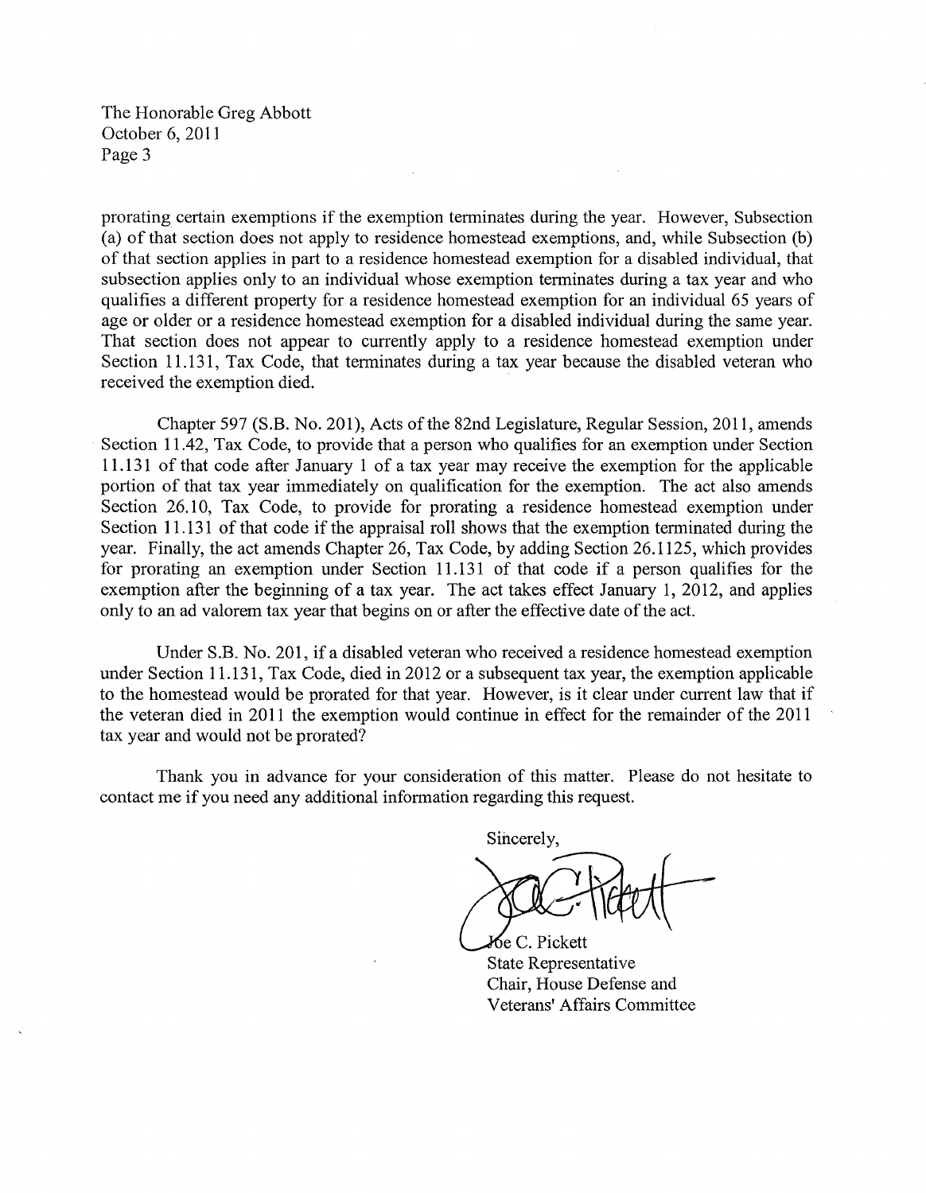prorating certain exemptions if the exemption terminates during the year. However, Subsection (a) of that section does not apply to residence homestead exemptions, and, while Subsection (b) of that section applies in part to a residence homestead exemption for a disabled individual, that subsection applies only to an individual whose exemption terminates during a tax year and who qualifies a different property for a residence homestead exemption for an individual 65 years of age or older or a residence homestead exemption for a disabled individual during the same year. That section does not appear to currently apply to a residence homestead exemption under Section 11.131, Tax Code, that terminates during a tax year because the disabled veteran who received the exemption died.

Chapter 597 (S.B. No. 201), Acts of the 82nd Legislature, Regular Session, 2011, amends Section 11.42, Tax Code, to provide that a person who qualifies for an exemption under Section 11.131 of that code after January 1 of a tax year may receive the exemption for the applicable portion of that tax year immediately on qualification for the exemption. The act also amends Section 26.10, Tax Code, to provide for prorating a residence homestead exemption under Section 11.131 of that code if the appraisal roll shows that the exemption terminated during the year. Finally, the act amends Chapter 26, Tax Code, by adding Section 26.1125, which provides for prorating an exemption under Section 11.131 of that code if a person qualifies for the exemption after the beginning of a tax year. The act takes effect January 1, 2012, and applies only to an ad valorem tax year that begins on or after the effective date of the act.

Under S.B. No. 201, if a disabled veteran who received a residence homestead exemption under Section 11.131, Tax Code, died in 2012 or a subsequent tax year, the exemption applicable to the homestead would be prorated for that year. However, is it clear under current law that if the veteran died in 2011 the exemption would continue in effect for the remainder of the 2011 tax year and would not be prorated?

Thank you in advance for your consideration of this matter. Please do not hesitate to contact me if you need any additional information regarding this request.

Sincerely,

Joe C. Pickett
State Representative
Chair, House Defense and Veterans' Affairs Committee